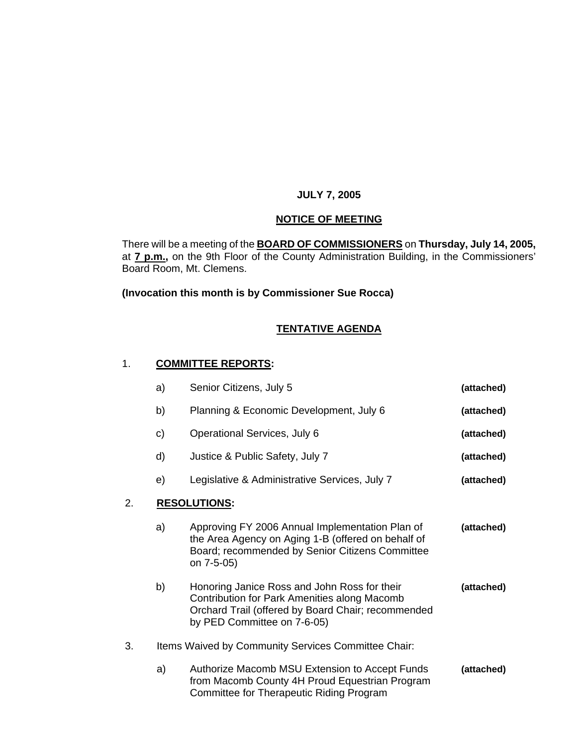**JULY 7, 2005**

**NOTICE OF MEETING**

There will be a meeting of the **BOARD OF COMMISSIONERS** on **Thursday, July 14, 2005,** at **7 p.m.,** on the 9th Floor of the County Administration Building, in the Commissioners' Board Room, Mt. Clemens.

**(Invocation this month is by Commissioner Sue Rocca)**

**TENTATIVE AGENDA**

1. **COMMITTEE REPORTS:**

   a) Senior Citizens, July 5 **(attached)**

   b) Planning & Economic Development, July 6 **(attached)**

   c) Operational Services, July 6 **(attached)**

   d) Justice & Public Safety, July 7 **(attached)**

   e) Legislative & Administrative Services, July 7 **(attached)**

2. **RESOLUTIONS:**

   a) Approving FY 2006 Annual Implementation Plan of the Area Agency on Aging 1-B (offered on behalf of Board; recommended by Senior Citizens Committee on 7-5-05) **(attached)**

   b) Honoring Janice Ross and John Ross for their Contribution for Park Amenities along Macomb Orchard Trail (offered by Board Chair; recommended by PED Committee on 7-6-05) **(attached)**

3. Items Waived by Community Services Committee Chair:

   a) Authorize Macomb MSU Extension to Accept Funds from Macomb County 4H Proud Equestrian Program Committee for Therapeutic Riding Program **(attached)**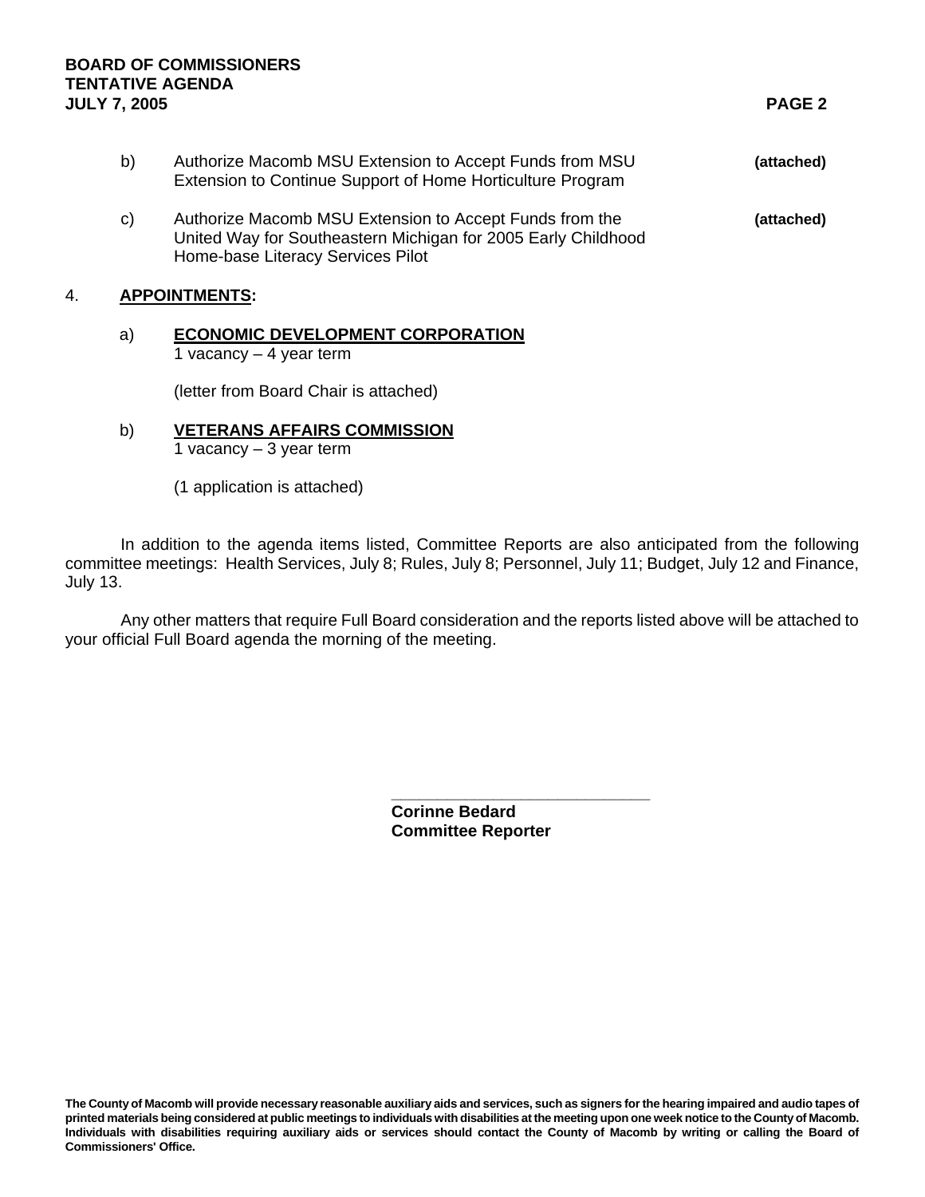b) Authorize Macomb MSU Extension to Accept Funds from MSU Extension to Continue Support of Home Horticulture Program **(attached)**

c) Authorize Macomb MSU Extension to Accept Funds from the United Way for Southeastern Michigan for 2005 Early Childhood Home-base Literacy Services Pilot **(attached)**

4. **APPOINTMENTS:**

   a) **ECONOMIC DEVELOPMENT CORPORATION**
   1 vacancy – 4 year term

   (letter from Board Chair is attached)

   b) **VETERANS AFFAIRS COMMISSION**
   1 vacancy – 3 year term

   (1 application is attached)

In addition to the agenda items listed, Committee Reports are also anticipated from the following committee meetings: Health Services, July 8; Rules, July 8; Personnel, July 11; Budget, July 12 and Finance, July 13.

Any other matters that require Full Board consideration and the reports listed above will be attached to your official Full Board agenda the morning of the meeting.

\_\_\_\_\_\_\_\_\_\_\_\_\_\_\_\_\_\_\_\_\_\_\_\_\_\_\_\_\_\_

**Corinne Bedard**
**Committee Reporter**

**The County of Macomb will provide necessary reasonable auxiliary aids and services, such as signers for the hearing impaired and audio tapes of printed materials being considered at public meetings to individuals with disabilities at the meeting upon one week notice to the County of Macomb. Individuals with disabilities requiring auxiliary aids or services should contact the County of Macomb by writing or calling the Board of Commissioners' Office.**